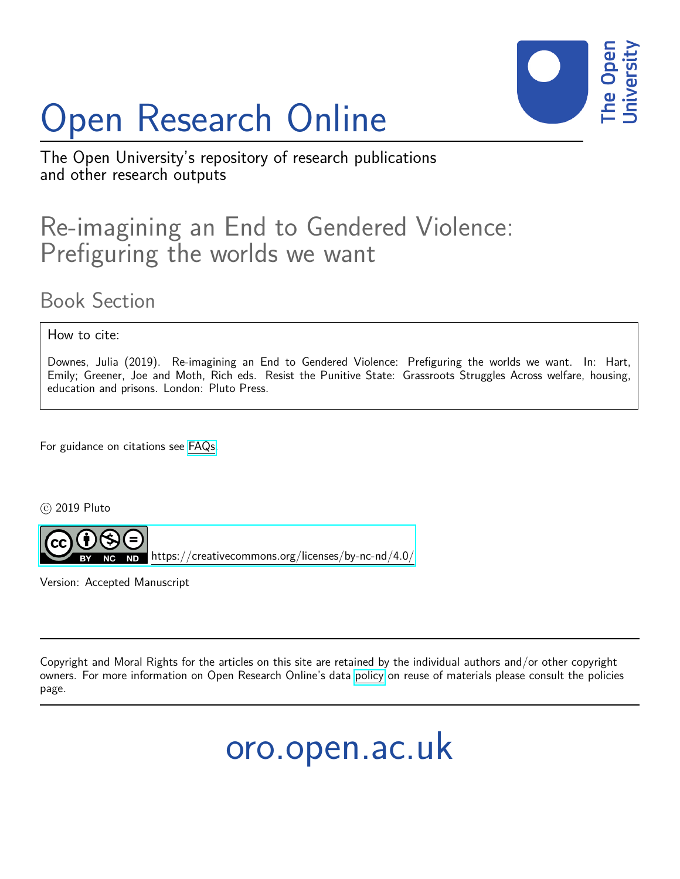# Open Research Online

The Open University's repository of research publications and other research outputs

## Re-imagining an End to Gendered Violence: Prefiguring the worlds we want

### Book Section

How to cite:

Downes, Julia (2019). Re-imagining an End to Gendered Violence: Prefiguring the worlds we want. In: Hart, Emily; Greener, Joe and Moth, Rich eds. Resist the Punitive State: Grassroots Struggles Across welfare, housing, education and prisons. London: Pluto Press.

For guidance on citations see FAQs.

© 2019 Pluto

https://creativecommons.org/licenses/by-nc-nd/4.0/

Version: Accepted Manuscript

Copyright and Moral Rights for the articles on this site are retained by the individual authors and/or other copyright owners. For more information on Open Research Online's data policy on reuse of materials please consult the policies page.

oro.open.ac.uk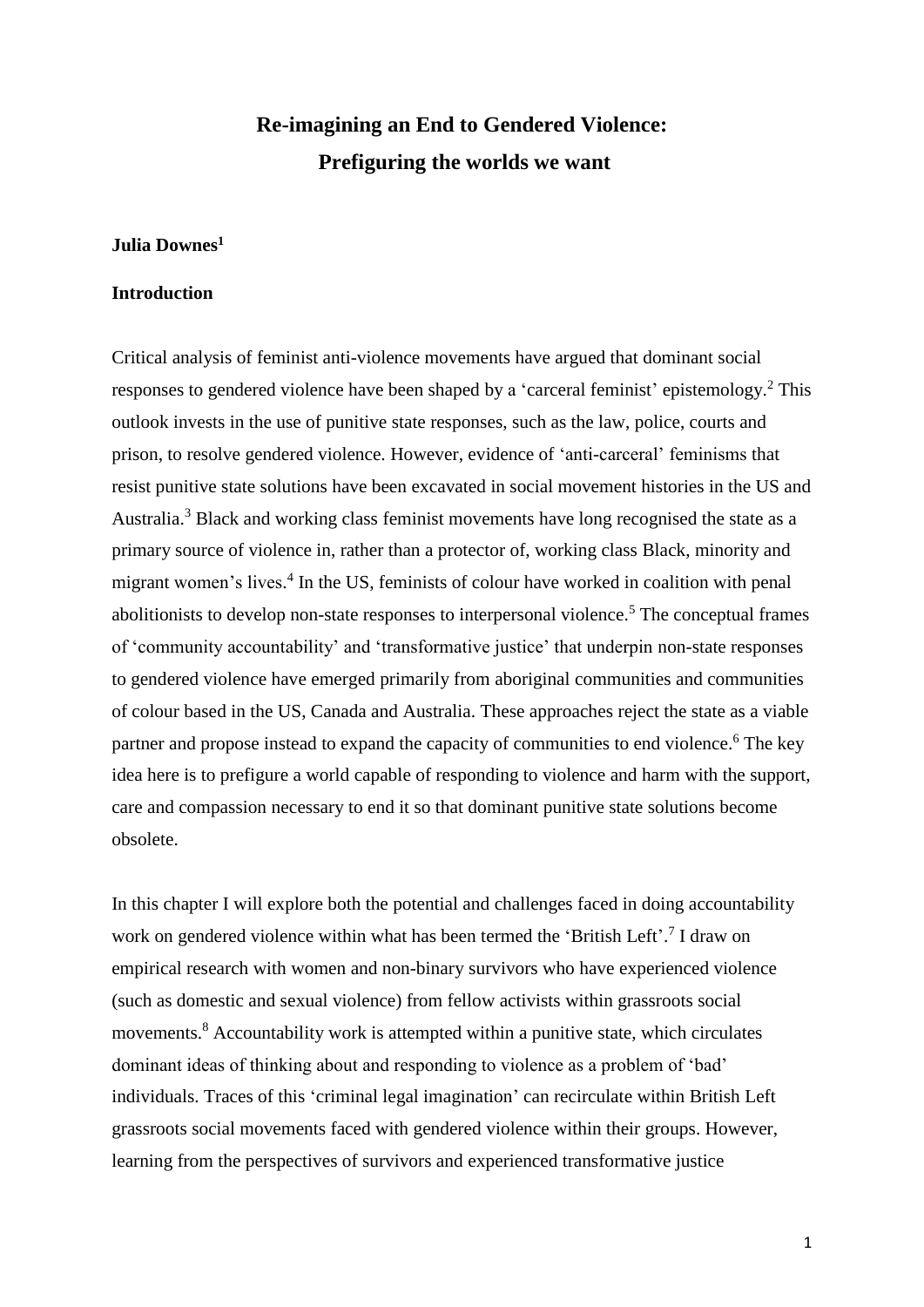# Re-imagining an End to Gendered Violence: Prefiguring the worlds we want

**Julia Downes[1]**

## Introduction

Critical analysis of feminist anti-violence movements have argued that dominant social responses to gendered violence have been shaped by a 'carceral feminist' epistemology.[2] This outlook invests in the use of punitive state responses, such as the law, police, courts and prison, to resolve gendered violence. However, evidence of 'anti-carceral' feminisms that resist punitive state solutions have been excavated in social movement histories in the US and Australia.[3] Black and working class feminist movements have long recognised the state as a primary source of violence in, rather than a protector of, working class Black, minority and migrant women's lives.[4] In the US, feminists of colour have worked in coalition with penal abolitionists to develop non-state responses to interpersonal violence.[5] The conceptual frames of 'community accountability' and 'transformative justice' that underpin non-state responses to gendered violence have emerged primarily from aboriginal communities and communities of colour based in the US, Canada and Australia. These approaches reject the state as a viable partner and propose instead to expand the capacity of communities to end violence.[6] The key idea here is to prefigure a world capable of responding to violence and harm with the support, care and compassion necessary to end it so that dominant punitive state solutions become obsolete.

In this chapter I will explore both the potential and challenges faced in doing accountability work on gendered violence within what has been termed the 'British Left'.[7] I draw on empirical research with women and non-binary survivors who have experienced violence (such as domestic and sexual violence) from fellow activists within grassroots social movements.[8] Accountability work is attempted within a punitive state, which circulates dominant ideas of thinking about and responding to violence as a problem of 'bad' individuals. Traces of this 'criminal legal imagination' can recirculate within British Left grassroots social movements faced with gendered violence within their groups. However, learning from the perspectives of survivors and experienced transformative justice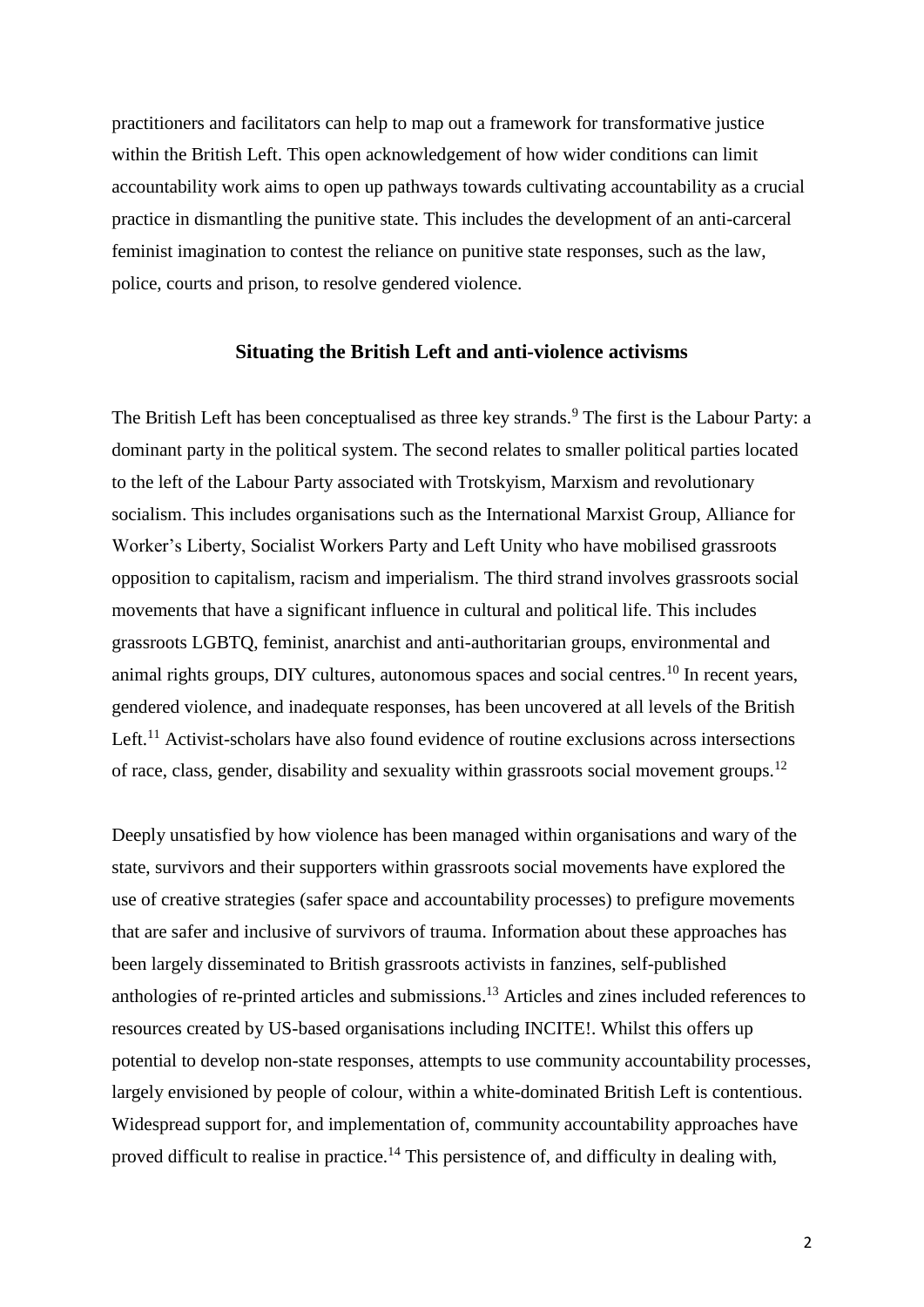practitioners and facilitators can help to map out a framework for transformative justice within the British Left. This open acknowledgement of how wider conditions can limit accountability work aims to open up pathways towards cultivating accountability as a crucial practice in dismantling the punitive state. This includes the development of an anti-carceral feminist imagination to contest the reliance on punitive state responses, such as the law, police, courts and prison, to resolve gendered violence.

## Situating the British Left and anti-violence activisms

The British Left has been conceptualised as three key strands.[9] The first is the Labour Party: a dominant party in the political system. The second relates to smaller political parties located to the left of the Labour Party associated with Trotskyism, Marxism and revolutionary socialism. This includes organisations such as the International Marxist Group, Alliance for Worker's Liberty, Socialist Workers Party and Left Unity who have mobilised grassroots opposition to capitalism, racism and imperialism. The third strand involves grassroots social movements that have a significant influence in cultural and political life. This includes grassroots LGBTQ, feminist, anarchist and anti-authoritarian groups, environmental and animal rights groups, DIY cultures, autonomous spaces and social centres.[10] In recent years, gendered violence, and inadequate responses, has been uncovered at all levels of the British Left.[11] Activist-scholars have also found evidence of routine exclusions across intersections of race, class, gender, disability and sexuality within grassroots social movement groups.[12]

Deeply unsatisfied by how violence has been managed within organisations and wary of the state, survivors and their supporters within grassroots social movements have explored the use of creative strategies (safer space and accountability processes) to prefigure movements that are safer and inclusive of survivors of trauma. Information about these approaches has been largely disseminated to British grassroots activists in fanzines, self-published anthologies of re-printed articles and submissions.[13] Articles and zines included references to resources created by US-based organisations including INCITE!. Whilst this offers up potential to develop non-state responses, attempts to use community accountability processes, largely envisioned by people of colour, within a white-dominated British Left is contentious. Widespread support for, and implementation of, community accountability approaches have proved difficult to realise in practice.[14] This persistence of, and difficulty in dealing with,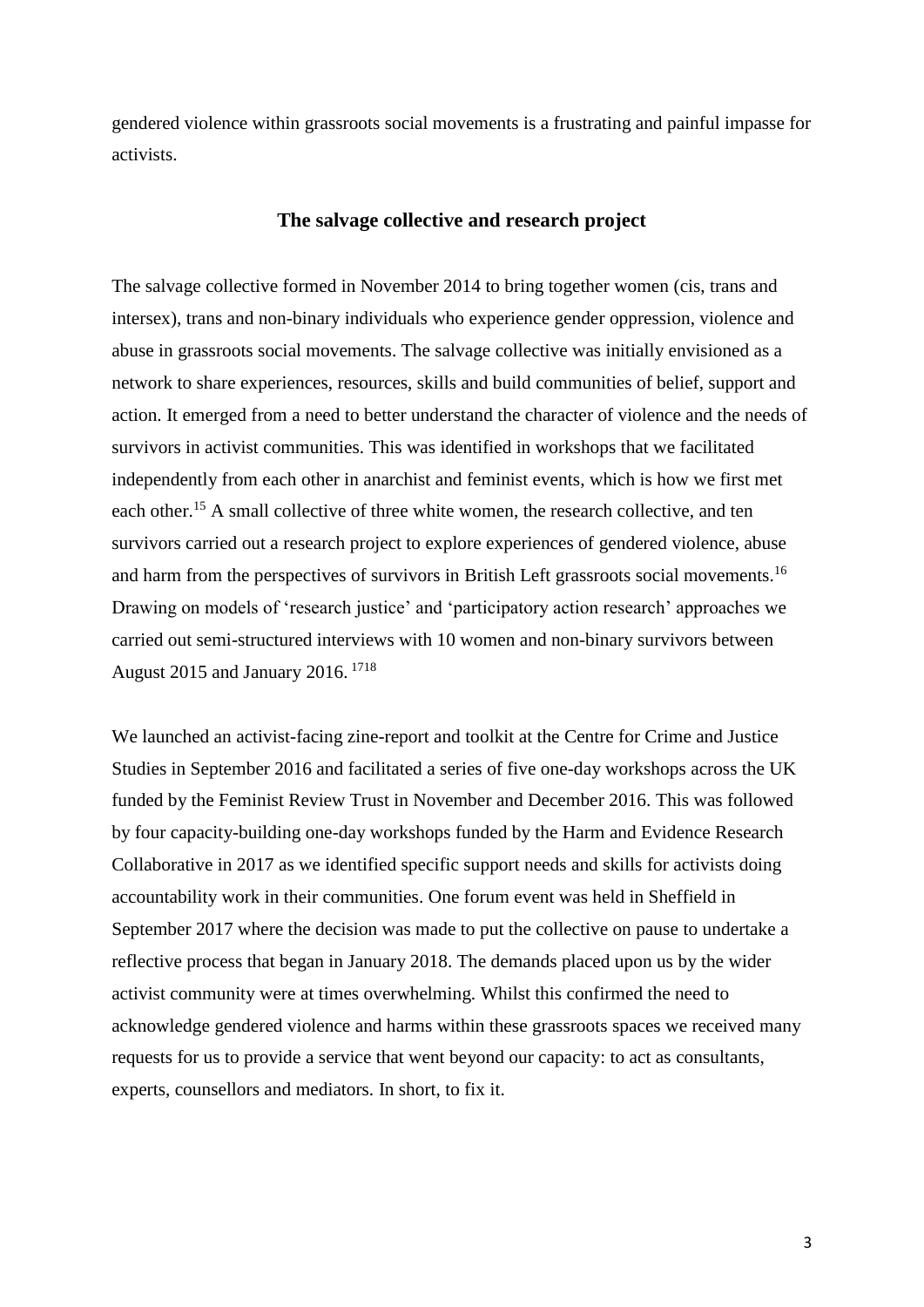gendered violence within grassroots social movements is a frustrating and painful impasse for activists.

## The salvage collective and research project

The salvage collective formed in November 2014 to bring together women (cis, trans and intersex), trans and non-binary individuals who experience gender oppression, violence and abuse in grassroots social movements. The salvage collective was initially envisioned as a network to share experiences, resources, skills and build communities of belief, support and action. It emerged from a need to better understand the character of violence and the needs of survivors in activist communities. This was identified in workshops that we facilitated independently from each other in anarchist and feminist events, which is how we first met each other.[15] A small collective of three white women, the research collective, and ten survivors carried out a research project to explore experiences of gendered violence, abuse and harm from the perspectives of survivors in British Left grassroots social movements.[16] Drawing on models of 'research justice' and 'participatory action research' approaches we carried out semi-structured interviews with 10 women and non-binary survivors between August 2015 and January 2016.[17][18]

We launched an activist-facing zine-report and toolkit at the Centre for Crime and Justice Studies in September 2016 and facilitated a series of five one-day workshops across the UK funded by the Feminist Review Trust in November and December 2016. This was followed by four capacity-building one-day workshops funded by the Harm and Evidence Research Collaborative in 2017 as we identified specific support needs and skills for activists doing accountability work in their communities. One forum event was held in Sheffield in September 2017 where the decision was made to put the collective on pause to undertake a reflective process that began in January 2018. The demands placed upon us by the wider activist community were at times overwhelming. Whilst this confirmed the need to acknowledge gendered violence and harms within these grassroots spaces we received many requests for us to provide a service that went beyond our capacity: to act as consultants, experts, counsellors and mediators. In short, to fix it.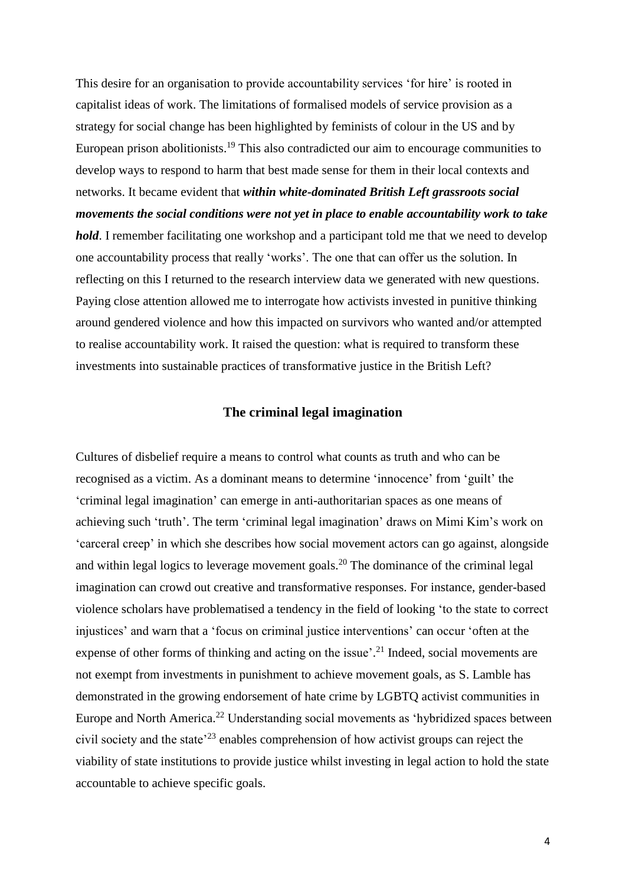This desire for an organisation to provide accountability services 'for hire' is rooted in capitalist ideas of work. The limitations of formalised models of service provision as a strategy for social change has been highlighted by feminists of colour in the US and by European prison abolitionists.[19] This also contradicted our aim to encourage communities to develop ways to respond to harm that best made sense for them in their local contexts and networks. It became evident that ***within white-dominated British Left grassroots social movements the social conditions were not yet in place to enable accountability work to take hold***. I remember facilitating one workshop and a participant told me that we need to develop one accountability process that really 'works'. The one that can offer us the solution. In reflecting on this I returned to the research interview data we generated with new questions. Paying close attention allowed me to interrogate how activists invested in punitive thinking around gendered violence and how this impacted on survivors who wanted and/or attempted to realise accountability work. It raised the question: what is required to transform these investments into sustainable practices of transformative justice in the British Left?

## The criminal legal imagination

Cultures of disbelief require a means to control what counts as truth and who can be recognised as a victim. As a dominant means to determine 'innocence' from 'guilt' the 'criminal legal imagination' can emerge in anti-authoritarian spaces as one means of achieving such 'truth'. The term 'criminal legal imagination' draws on Mimi Kim's work on 'carceral creep' in which she describes how social movement actors can go against, alongside and within legal logics to leverage movement goals.[20] The dominance of the criminal legal imagination can crowd out creative and transformative responses. For instance, gender-based violence scholars have problematised a tendency in the field of looking 'to the state to correct injustices' and warn that a 'focus on criminal justice interventions' can occur 'often at the expense of other forms of thinking and acting on the issue'.[21] Indeed, social movements are not exempt from investments in punishment to achieve movement goals, as S. Lamble has demonstrated in the growing endorsement of hate crime by LGBTQ activist communities in Europe and North America.[22] Understanding social movements as 'hybridized spaces between civil society and the state'[23] enables comprehension of how activist groups can reject the viability of state institutions to provide justice whilst investing in legal action to hold the state accountable to achieve specific goals.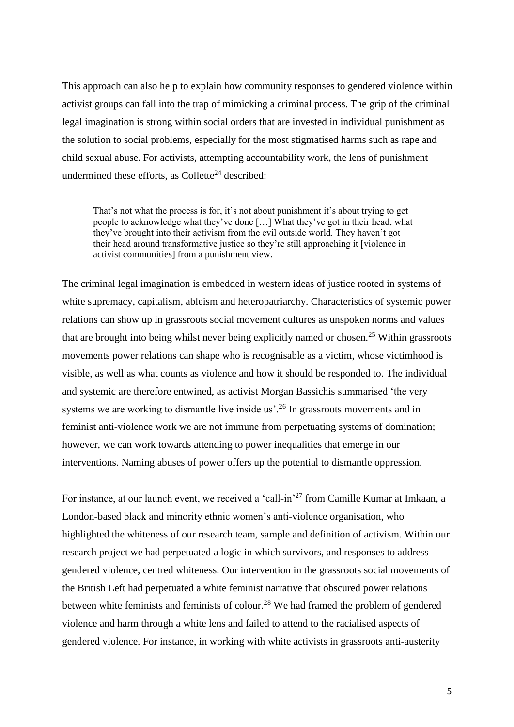This approach can also help to explain how community responses to gendered violence within activist groups can fall into the trap of mimicking a criminal process. The grip of the criminal legal imagination is strong within social orders that are invested in individual punishment as the solution to social problems, especially for the most stigmatised harms such as rape and child sexual abuse. For activists, attempting accountability work, the lens of punishment undermined these efforts, as Collette[24] described:

> That's not what the process is for, it's not about punishment it's about trying to get people to acknowledge what they've done […] What they've got in their head, what they've brought into their activism from the evil outside world. They haven't got their head around transformative justice so they're still approaching it [violence in activist communities] from a punishment view.

The criminal legal imagination is embedded in western ideas of justice rooted in systems of white supremacy, capitalism, ableism and heteropatriarchy. Characteristics of systemic power relations can show up in grassroots social movement cultures as unspoken norms and values that are brought into being whilst never being explicitly named or chosen.[25] Within grassroots movements power relations can shape who is recognisable as a victim, whose victimhood is visible, as well as what counts as violence and how it should be responded to. The individual and systemic are therefore entwined, as activist Morgan Bassichis summarised 'the very systems we are working to dismantle live inside us'.[26] In grassroots movements and in feminist anti-violence work we are not immune from perpetuating systems of domination; however, we can work towards attending to power inequalities that emerge in our interventions. Naming abuses of power offers up the potential to dismantle oppression.

For instance, at our launch event, we received a 'call-in'[27] from Camille Kumar at Imkaan, a London-based black and minority ethnic women's anti-violence organisation, who highlighted the whiteness of our research team, sample and definition of activism. Within our research project we had perpetuated a logic in which survivors, and responses to address gendered violence, centred whiteness. Our intervention in the grassroots social movements of the British Left had perpetuated a white feminist narrative that obscured power relations between white feminists and feminists of colour.[28] We had framed the problem of gendered violence and harm through a white lens and failed to attend to the racialised aspects of gendered violence. For instance, in working with white activists in grassroots anti-austerity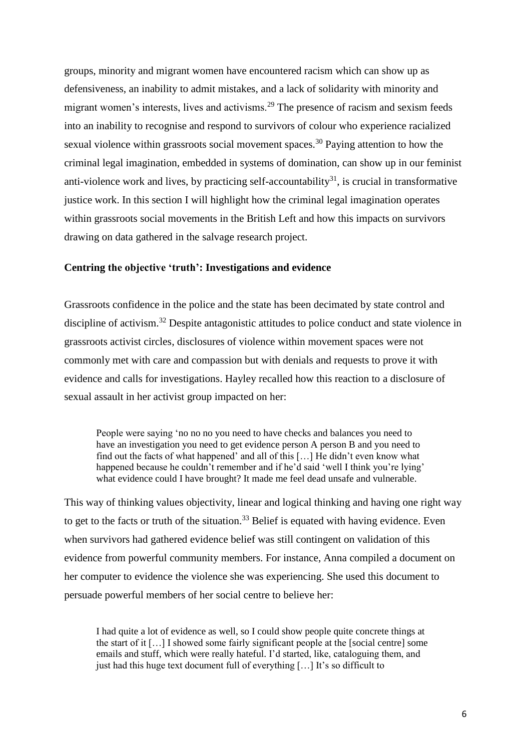groups, minority and migrant women have encountered racism which can show up as defensiveness, an inability to admit mistakes, and a lack of solidarity with minority and migrant women's interests, lives and activisms.[29] The presence of racism and sexism feeds into an inability to recognise and respond to survivors of colour who experience racialized sexual violence within grassroots social movement spaces.[30] Paying attention to how the criminal legal imagination, embedded in systems of domination, can show up in our feminist anti-violence work and lives, by practicing self-accountability[31], is crucial in transformative justice work. In this section I will highlight how the criminal legal imagination operates within grassroots social movements in the British Left and how this impacts on survivors drawing on data gathered in the salvage research project.

**Centring the objective 'truth': Investigations and evidence**

Grassroots confidence in the police and the state has been decimated by state control and discipline of activism.[32] Despite antagonistic attitudes to police conduct and state violence in grassroots activist circles, disclosures of violence within movement spaces were not commonly met with care and compassion but with denials and requests to prove it with evidence and calls for investigations. Hayley recalled how this reaction to a disclosure of sexual assault in her activist group impacted on her:

> People were saying 'no no no you need to have checks and balances you need to have an investigation you need to get evidence person A person B and you need to find out the facts of what happened' and all of this […] He didn't even know what happened because he couldn't remember and if he'd said 'well I think you're lying' what evidence could I have brought? It made me feel dead unsafe and vulnerable.

This way of thinking values objectivity, linear and logical thinking and having one right way to get to the facts or truth of the situation.[33] Belief is equated with having evidence. Even when survivors had gathered evidence belief was still contingent on validation of this evidence from powerful community members. For instance, Anna compiled a document on her computer to evidence the violence she was experiencing. She used this document to persuade powerful members of her social centre to believe her:

> I had quite a lot of evidence as well, so I could show people quite concrete things at the start of it […] I showed some fairly significant people at the [social centre] some emails and stuff, which were really hateful. I'd started, like, cataloguing them, and just had this huge text document full of everything […] It's so difficult to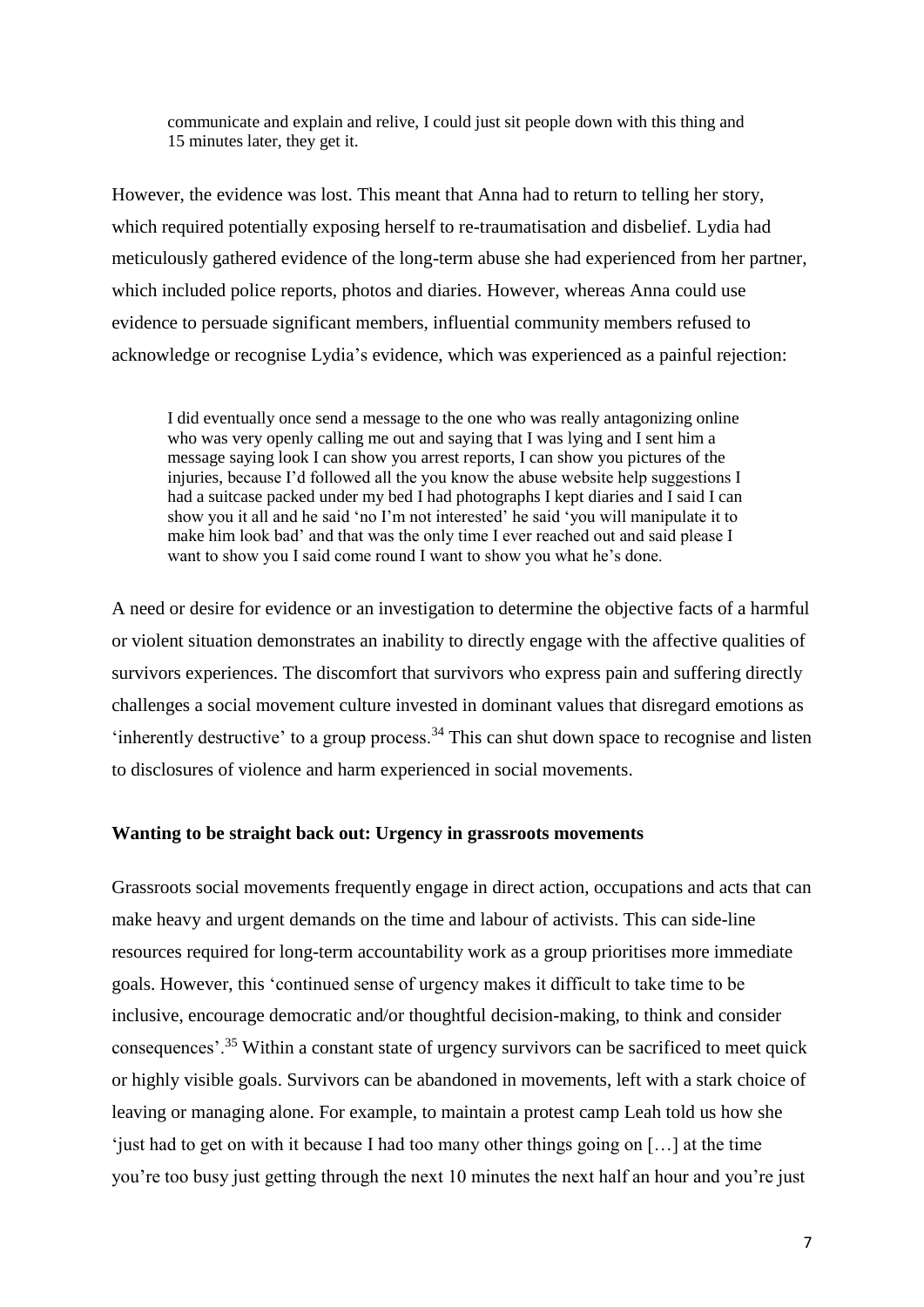> communicate and explain and relive, I could just sit people down with this thing and 15 minutes later, they get it.

However, the evidence was lost. This meant that Anna had to return to telling her story, which required potentially exposing herself to re-traumatisation and disbelief. Lydia had meticulously gathered evidence of the long-term abuse she had experienced from her partner, which included police reports, photos and diaries. However, whereas Anna could use evidence to persuade significant members, influential community members refused to acknowledge or recognise Lydia's evidence, which was experienced as a painful rejection:

> I did eventually once send a message to the one who was really antagonizing online who was very openly calling me out and saying that I was lying and I sent him a message saying look I can show you arrest reports, I can show you pictures of the injuries, because I'd followed all the you know the abuse website help suggestions I had a suitcase packed under my bed I had photographs I kept diaries and I said I can show you it all and he said 'no I'm not interested' he said 'you will manipulate it to make him look bad' and that was the only time I ever reached out and said please I want to show you I said come round I want to show you what he's done.

A need or desire for evidence or an investigation to determine the objective facts of a harmful or violent situation demonstrates an inability to directly engage with the affective qualities of survivors experiences. The discomfort that survivors who express pain and suffering directly challenges a social movement culture invested in dominant values that disregard emotions as 'inherently destructive' to a group process.[34] This can shut down space to recognise and listen to disclosures of violence and harm experienced in social movements.

**Wanting to be straight back out: Urgency in grassroots movements**

Grassroots social movements frequently engage in direct action, occupations and acts that can make heavy and urgent demands on the time and labour of activists. This can side-line resources required for long-term accountability work as a group prioritises more immediate goals. However, this 'continued sense of urgency makes it difficult to take time to be inclusive, encourage democratic and/or thoughtful decision-making, to think and consider consequences'.[35] Within a constant state of urgency survivors can be sacrificed to meet quick or highly visible goals. Survivors can be abandoned in movements, left with a stark choice of leaving or managing alone. For example, to maintain a protest camp Leah told us how she 'just had to get on with it because I had too many other things going on […] at the time you're too busy just getting through the next 10 minutes the next half an hour and you're just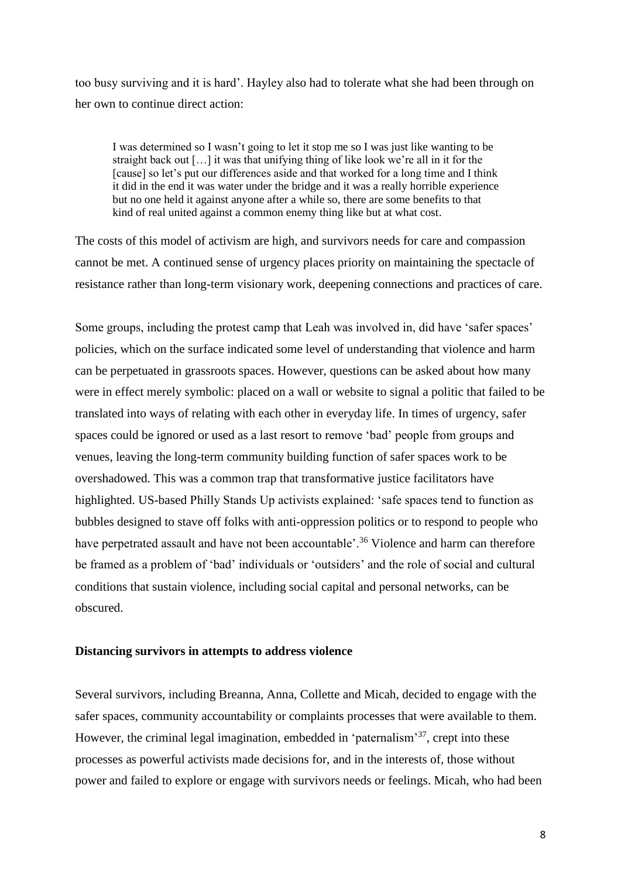too busy surviving and it is hard'. Hayley also had to tolerate what she had been through on her own to continue direct action:

> I was determined so I wasn't going to let it stop me so I was just like wanting to be straight back out […] it was that unifying thing of like look we're all in it for the [cause] so let's put our differences aside and that worked for a long time and I think it did in the end it was water under the bridge and it was a really horrible experience but no one held it against anyone after a while so, there are some benefits to that kind of real united against a common enemy thing like but at what cost.

The costs of this model of activism are high, and survivors needs for care and compassion cannot be met. A continued sense of urgency places priority on maintaining the spectacle of resistance rather than long-term visionary work, deepening connections and practices of care.

Some groups, including the protest camp that Leah was involved in, did have 'safer spaces' policies, which on the surface indicated some level of understanding that violence and harm can be perpetuated in grassroots spaces. However, questions can be asked about how many were in effect merely symbolic: placed on a wall or website to signal a politic that failed to be translated into ways of relating with each other in everyday life. In times of urgency, safer spaces could be ignored or used as a last resort to remove 'bad' people from groups and venues, leaving the long-term community building function of safer spaces work to be overshadowed. This was a common trap that transformative justice facilitators have highlighted. US-based Philly Stands Up activists explained: 'safe spaces tend to function as bubbles designed to stave off folks with anti-oppression politics or to respond to people who have perpetrated assault and have not been accountable'.[36] Violence and harm can therefore be framed as a problem of 'bad' individuals or 'outsiders' and the role of social and cultural conditions that sustain violence, including social capital and personal networks, can be obscured.

**Distancing survivors in attempts to address violence**

Several survivors, including Breanna, Anna, Collette and Micah, decided to engage with the safer spaces, community accountability or complaints processes that were available to them. However, the criminal legal imagination, embedded in 'paternalism'[37], crept into these processes as powerful activists made decisions for, and in the interests of, those without power and failed to explore or engage with survivors needs or feelings. Micah, who had been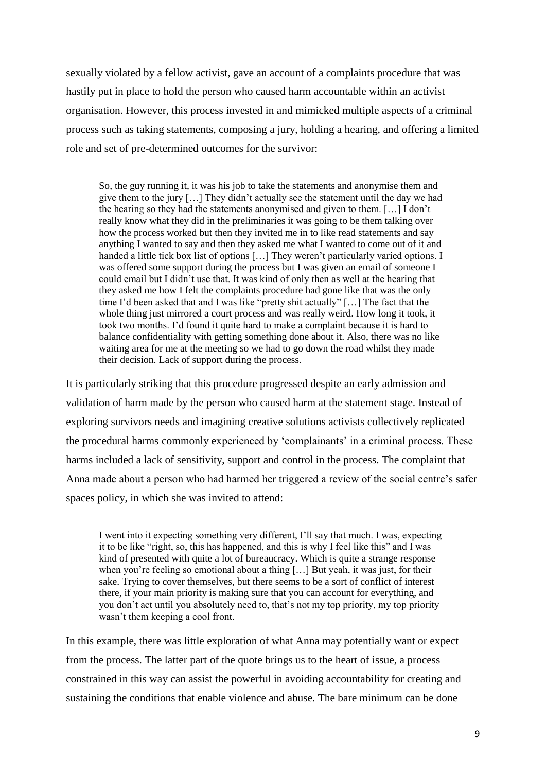sexually violated by a fellow activist, gave an account of a complaints procedure that was hastily put in place to hold the person who caused harm accountable within an activist organisation. However, this process invested in and mimicked multiple aspects of a criminal process such as taking statements, composing a jury, holding a hearing, and offering a limited role and set of pre-determined outcomes for the survivor:

> So, the guy running it, it was his job to take the statements and anonymise them and give them to the jury […] They didn't actually see the statement until the day we had the hearing so they had the statements anonymised and given to them. […] I don't really know what they did in the preliminaries it was going to be them talking over how the process worked but then they invited me in to like read statements and say anything I wanted to say and then they asked me what I wanted to come out of it and handed a little tick box list of options […] They weren't particularly varied options. I was offered some support during the process but I was given an email of someone I could email but I didn't use that. It was kind of only then as well at the hearing that they asked me how I felt the complaints procedure had gone like that was the only time I'd been asked that and I was like "pretty shit actually" […] The fact that the whole thing just mirrored a court process and was really weird. How long it took, it took two months. I'd found it quite hard to make a complaint because it is hard to balance confidentiality with getting something done about it. Also, there was no like waiting area for me at the meeting so we had to go down the road whilst they made their decision. Lack of support during the process.

It is particularly striking that this procedure progressed despite an early admission and validation of harm made by the person who caused harm at the statement stage. Instead of exploring survivors needs and imagining creative solutions activists collectively replicated the procedural harms commonly experienced by 'complainants' in a criminal process. These harms included a lack of sensitivity, support and control in the process. The complaint that Anna made about a person who had harmed her triggered a review of the social centre's safer spaces policy, in which she was invited to attend:

> I went into it expecting something very different, I'll say that much. I was, expecting it to be like "right, so, this has happened, and this is why I feel like this" and I was kind of presented with quite a lot of bureaucracy. Which is quite a strange response when you're feeling so emotional about a thing […] But yeah, it was just, for their sake. Trying to cover themselves, but there seems to be a sort of conflict of interest there, if your main priority is making sure that you can account for everything, and you don't act until you absolutely need to, that's not my top priority, my top priority wasn't them keeping a cool front.

In this example, there was little exploration of what Anna may potentially want or expect from the process. The latter part of the quote brings us to the heart of issue, a process constrained in this way can assist the powerful in avoiding accountability for creating and sustaining the conditions that enable violence and abuse. The bare minimum can be done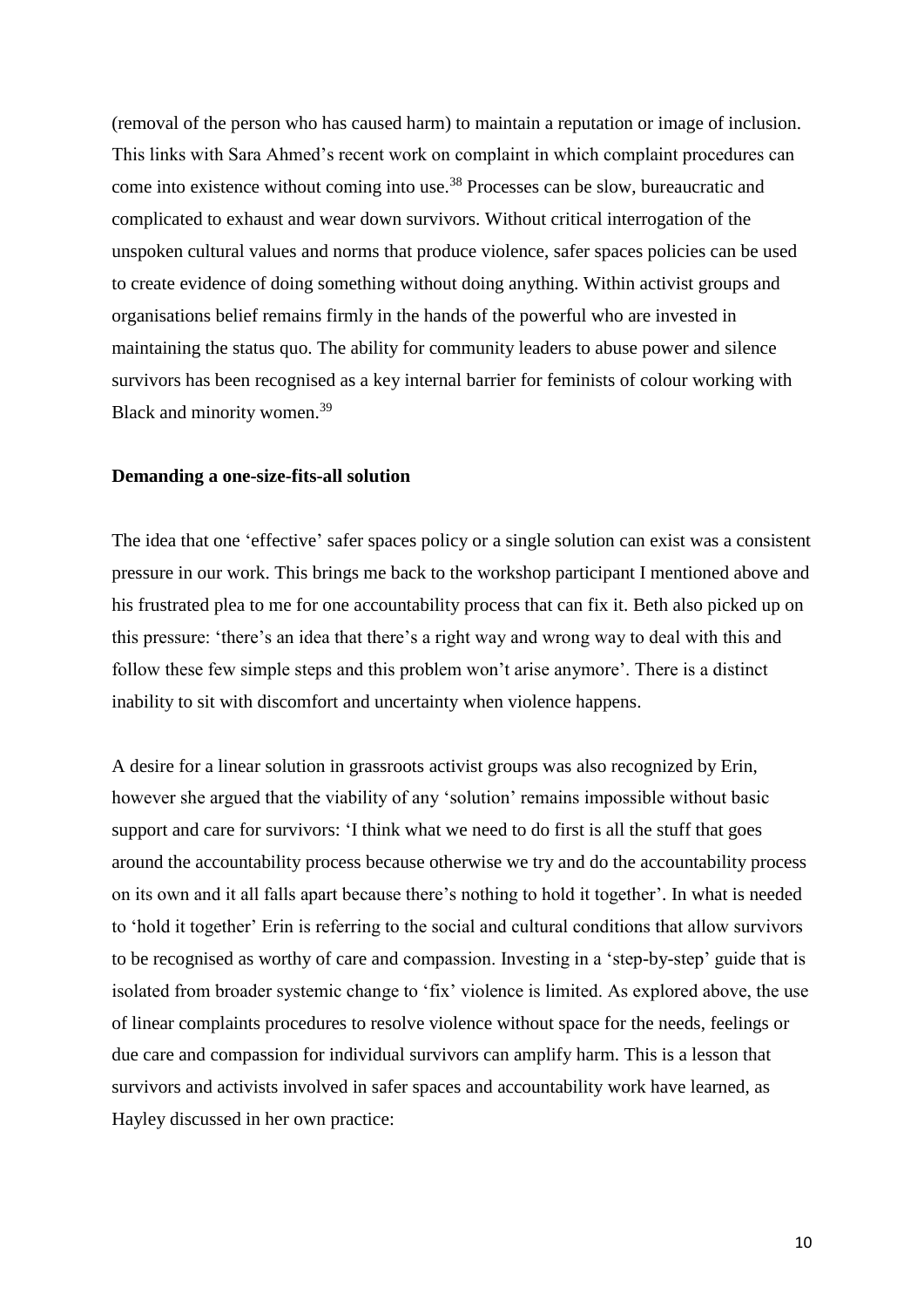(removal of the person who has caused harm) to maintain a reputation or image of inclusion. This links with Sara Ahmed's recent work on complaint in which complaint procedures can come into existence without coming into use.[38] Processes can be slow, bureaucratic and complicated to exhaust and wear down survivors. Without critical interrogation of the unspoken cultural values and norms that produce violence, safer spaces policies can be used to create evidence of doing something without doing anything. Within activist groups and organisations belief remains firmly in the hands of the powerful who are invested in maintaining the status quo. The ability for community leaders to abuse power and silence survivors has been recognised as a key internal barrier for feminists of colour working with Black and minority women.[39]

**Demanding a one-size-fits-all solution**

The idea that one 'effective' safer spaces policy or a single solution can exist was a consistent pressure in our work. This brings me back to the workshop participant I mentioned above and his frustrated plea to me for one accountability process that can fix it. Beth also picked up on this pressure: 'there's an idea that there's a right way and wrong way to deal with this and follow these few simple steps and this problem won't arise anymore'. There is a distinct inability to sit with discomfort and uncertainty when violence happens.

A desire for a linear solution in grassroots activist groups was also recognized by Erin, however she argued that the viability of any 'solution' remains impossible without basic support and care for survivors: 'I think what we need to do first is all the stuff that goes around the accountability process because otherwise we try and do the accountability process on its own and it all falls apart because there's nothing to hold it together'. In what is needed to 'hold it together' Erin is referring to the social and cultural conditions that allow survivors to be recognised as worthy of care and compassion. Investing in a 'step-by-step' guide that is isolated from broader systemic change to 'fix' violence is limited. As explored above, the use of linear complaints procedures to resolve violence without space for the needs, feelings or due care and compassion for individual survivors can amplify harm. This is a lesson that survivors and activists involved in safer spaces and accountability work have learned, as Hayley discussed in her own practice: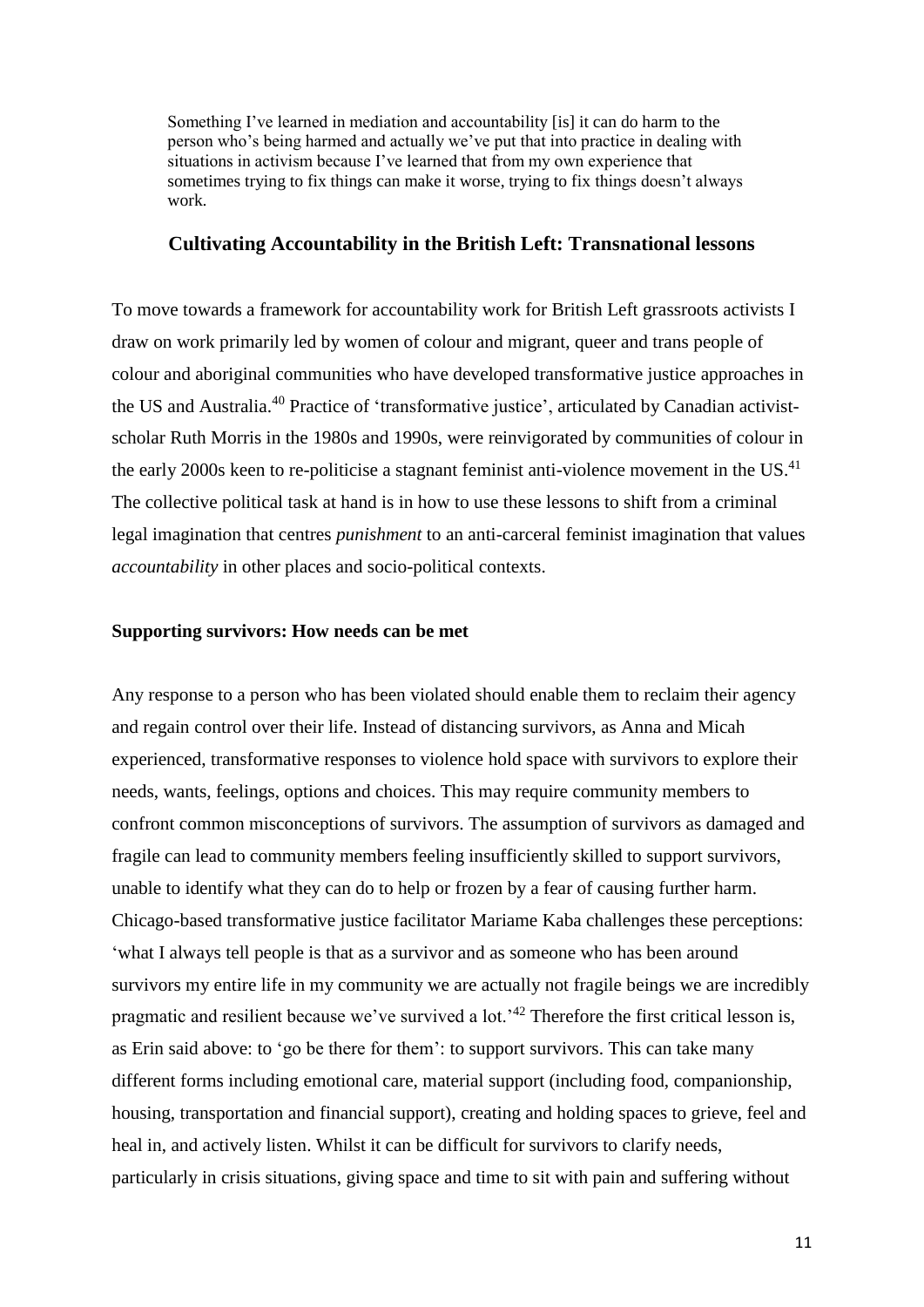> Something I've learned in mediation and accountability [is] it can do harm to the person who's being harmed and actually we've put that into practice in dealing with situations in activism because I've learned that from my own experience that sometimes trying to fix things can make it worse, trying to fix things doesn't always work.

## Cultivating Accountability in the British Left: Transnational lessons

To move towards a framework for accountability work for British Left grassroots activists I draw on work primarily led by women of colour and migrant, queer and trans people of colour and aboriginal communities who have developed transformative justice approaches in the US and Australia.[40] Practice of 'transformative justice', articulated by Canadian activist-scholar Ruth Morris in the 1980s and 1990s, were reinvigorated by communities of colour in the early 2000s keen to re-politicise a stagnant feminist anti-violence movement in the US.[41] The collective political task at hand is in how to use these lessons to shift from a criminal legal imagination that centres *punishment* to an anti-carceral feminist imagination that values *accountability* in other places and socio-political contexts.

### Supporting survivors: How needs can be met

Any response to a person who has been violated should enable them to reclaim their agency and regain control over their life. Instead of distancing survivors, as Anna and Micah experienced, transformative responses to violence hold space with survivors to explore their needs, wants, feelings, options and choices. This may require community members to confront common misconceptions of survivors. The assumption of survivors as damaged and fragile can lead to community members feeling insufficiently skilled to support survivors, unable to identify what they can do to help or frozen by a fear of causing further harm. Chicago-based transformative justice facilitator Mariame Kaba challenges these perceptions: 'what I always tell people is that as a survivor and as someone who has been around survivors my entire life in my community we are actually not fragile beings we are incredibly pragmatic and resilient because we've survived a lot.'[42] Therefore the first critical lesson is, as Erin said above: to 'go be there for them': to support survivors. This can take many different forms including emotional care, material support (including food, companionship, housing, transportation and financial support), creating and holding spaces to grieve, feel and heal in, and actively listen. Whilst it can be difficult for survivors to clarify needs, particularly in crisis situations, giving space and time to sit with pain and suffering without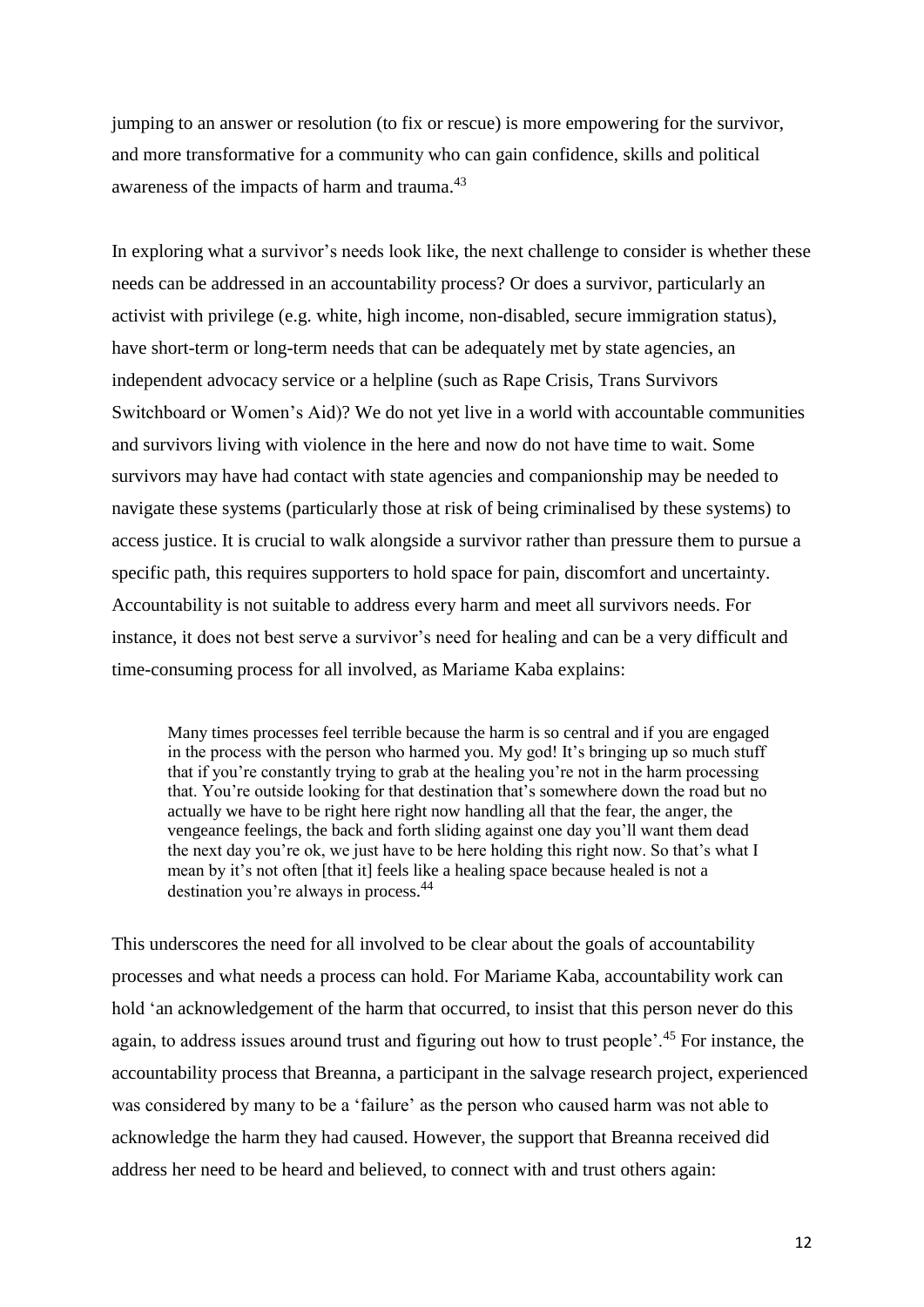jumping to an answer or resolution (to fix or rescue) is more empowering for the survivor, and more transformative for a community who can gain confidence, skills and political awareness of the impacts of harm and trauma.[43]

In exploring what a survivor's needs look like, the next challenge to consider is whether these needs can be addressed in an accountability process? Or does a survivor, particularly an activist with privilege (e.g. white, high income, non-disabled, secure immigration status), have short-term or long-term needs that can be adequately met by state agencies, an independent advocacy service or a helpline (such as Rape Crisis, Trans Survivors Switchboard or Women's Aid)? We do not yet live in a world with accountable communities and survivors living with violence in the here and now do not have time to wait. Some survivors may have had contact with state agencies and companionship may be needed to navigate these systems (particularly those at risk of being criminalised by these systems) to access justice. It is crucial to walk alongside a survivor rather than pressure them to pursue a specific path, this requires supporters to hold space for pain, discomfort and uncertainty. Accountability is not suitable to address every harm and meet all survivors needs. For instance, it does not best serve a survivor's need for healing and can be a very difficult and time-consuming process for all involved, as Mariame Kaba explains:

> Many times processes feel terrible because the harm is so central and if you are engaged in the process with the person who harmed you. My god! It's bringing up so much stuff that if you're constantly trying to grab at the healing you're not in the harm processing that. You're outside looking for that destination that's somewhere down the road but no actually we have to be right here right now handling all that the fear, the anger, the vengeance feelings, the back and forth sliding against one day you'll want them dead the next day you're ok, we just have to be here holding this right now. So that's what I mean by it's not often [that it] feels like a healing space because healed is not a destination you're always in process.[44]

This underscores the need for all involved to be clear about the goals of accountability processes and what needs a process can hold. For Mariame Kaba, accountability work can hold 'an acknowledgement of the harm that occurred, to insist that this person never do this again, to address issues around trust and figuring out how to trust people'.[45] For instance, the accountability process that Breanna, a participant in the salvage research project, experienced was considered by many to be a 'failure' as the person who caused harm was not able to acknowledge the harm they had caused. However, the support that Breanna received did address her need to be heard and believed, to connect with and trust others again: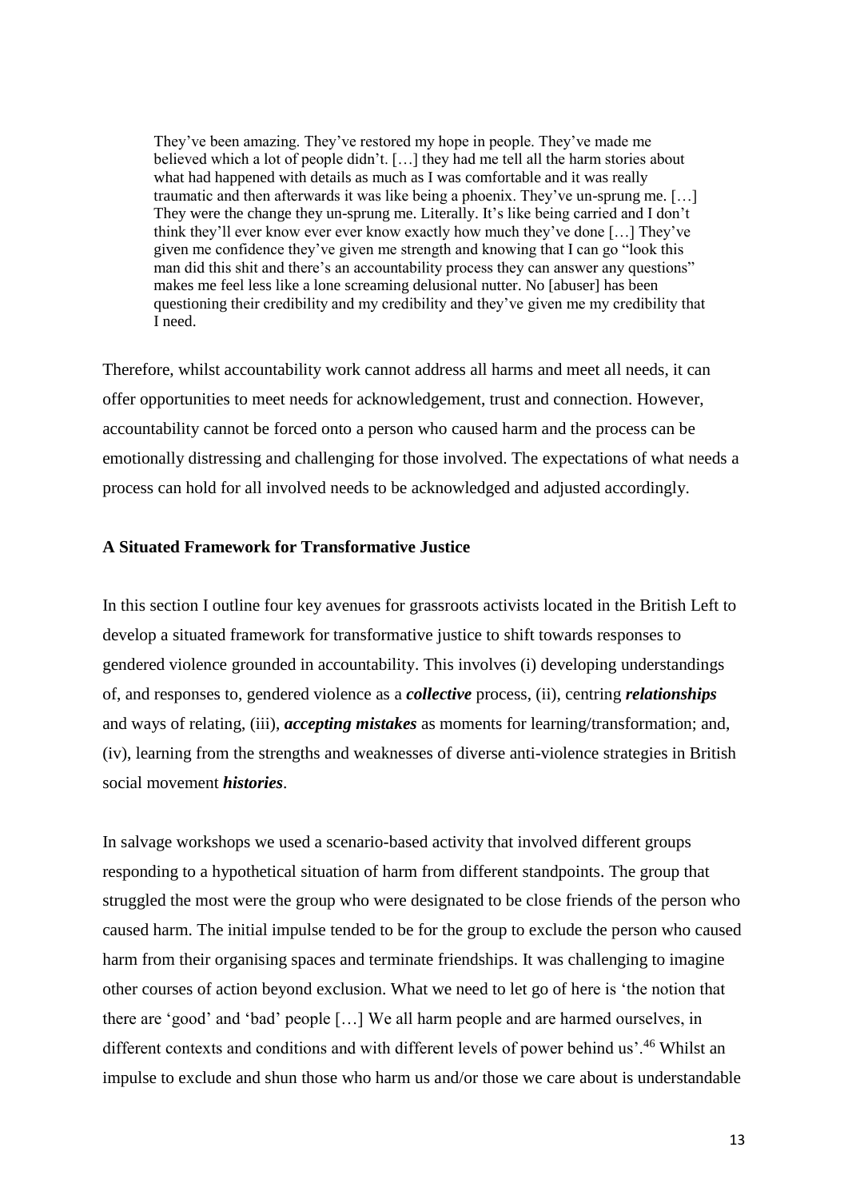> They've been amazing. They've restored my hope in people. They've made me believed which a lot of people didn't. […] they had me tell all the harm stories about what had happened with details as much as I was comfortable and it was really traumatic and then afterwards it was like being a phoenix. They've un-sprung me. […] They were the change they un-sprung me. Literally. It's like being carried and I don't think they'll ever know ever ever know exactly how much they've done […] They've given me confidence they've given me strength and knowing that I can go "look this man did this shit and there's an accountability process they can answer any questions" makes me feel less like a lone screaming delusional nutter. No [abuser] has been questioning their credibility and my credibility and they've given me my credibility that I need.

Therefore, whilst accountability work cannot address all harms and meet all needs, it can offer opportunities to meet needs for acknowledgement, trust and connection. However, accountability cannot be forced onto a person who caused harm and the process can be emotionally distressing and challenging for those involved. The expectations of what needs a process can hold for all involved needs to be acknowledged and adjusted accordingly.

## A Situated Framework for Transformative Justice

In this section I outline four key avenues for grassroots activists located in the British Left to develop a situated framework for transformative justice to shift towards responses to gendered violence grounded in accountability. This involves (i) developing understandings of, and responses to, gendered violence as a ***collective*** process, (ii), centring ***relationships*** and ways of relating, (iii), ***accepting mistakes*** as moments for learning/transformation; and, (iv), learning from the strengths and weaknesses of diverse anti-violence strategies in British social movement ***histories***.

In salvage workshops we used a scenario-based activity that involved different groups responding to a hypothetical situation of harm from different standpoints. The group that struggled the most were the group who were designated to be close friends of the person who caused harm. The initial impulse tended to be for the group to exclude the person who caused harm from their organising spaces and terminate friendships. It was challenging to imagine other courses of action beyond exclusion. What we need to let go of here is 'the notion that there are 'good' and 'bad' people […] We all harm people and are harmed ourselves, in different contexts and conditions and with different levels of power behind us'.[46] Whilst an impulse to exclude and shun those who harm us and/or those we care about is understandable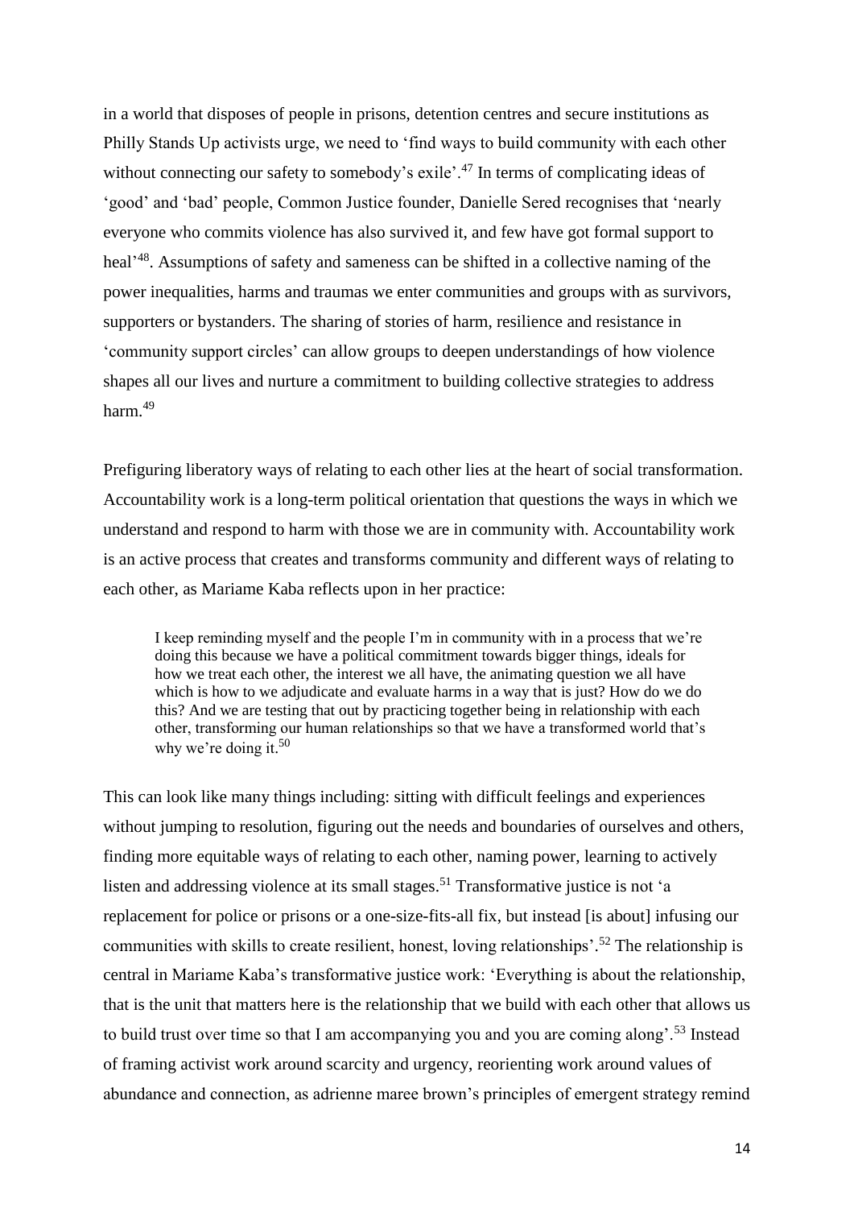in a world that disposes of people in prisons, detention centres and secure institutions as Philly Stands Up activists urge, we need to 'find ways to build community with each other without connecting our safety to somebody's exile'.[47] In terms of complicating ideas of 'good' and 'bad' people, Common Justice founder, Danielle Sered recognises that 'nearly everyone who commits violence has also survived it, and few have got formal support to heal'[48]. Assumptions of safety and sameness can be shifted in a collective naming of the power inequalities, harms and traumas we enter communities and groups with as survivors, supporters or bystanders. The sharing of stories of harm, resilience and resistance in 'community support circles' can allow groups to deepen understandings of how violence shapes all our lives and nurture a commitment to building collective strategies to address harm.[49]

Prefiguring liberatory ways of relating to each other lies at the heart of social transformation. Accountability work is a long-term political orientation that questions the ways in which we understand and respond to harm with those we are in community with. Accountability work is an active process that creates and transforms community and different ways of relating to each other, as Mariame Kaba reflects upon in her practice:

> I keep reminding myself and the people I'm in community with in a process that we're doing this because we have a political commitment towards bigger things, ideals for how we treat each other, the interest we all have, the animating question we all have which is how to we adjudicate and evaluate harms in a way that is just? How do we do this? And we are testing that out by practicing together being in relationship with each other, transforming our human relationships so that we have a transformed world that's why we're doing it.[50]

This can look like many things including: sitting with difficult feelings and experiences without jumping to resolution, figuring out the needs and boundaries of ourselves and others, finding more equitable ways of relating to each other, naming power, learning to actively listen and addressing violence at its small stages.[51] Transformative justice is not 'a replacement for police or prisons or a one-size-fits-all fix, but instead [is about] infusing our communities with skills to create resilient, honest, loving relationships'.[52] The relationship is central in Mariame Kaba's transformative justice work: 'Everything is about the relationship, that is the unit that matters here is the relationship that we build with each other that allows us to build trust over time so that I am accompanying you and you are coming along'.[53] Instead of framing activist work around scarcity and urgency, reorienting work around values of abundance and connection, as adrienne maree brown's principles of emergent strategy remind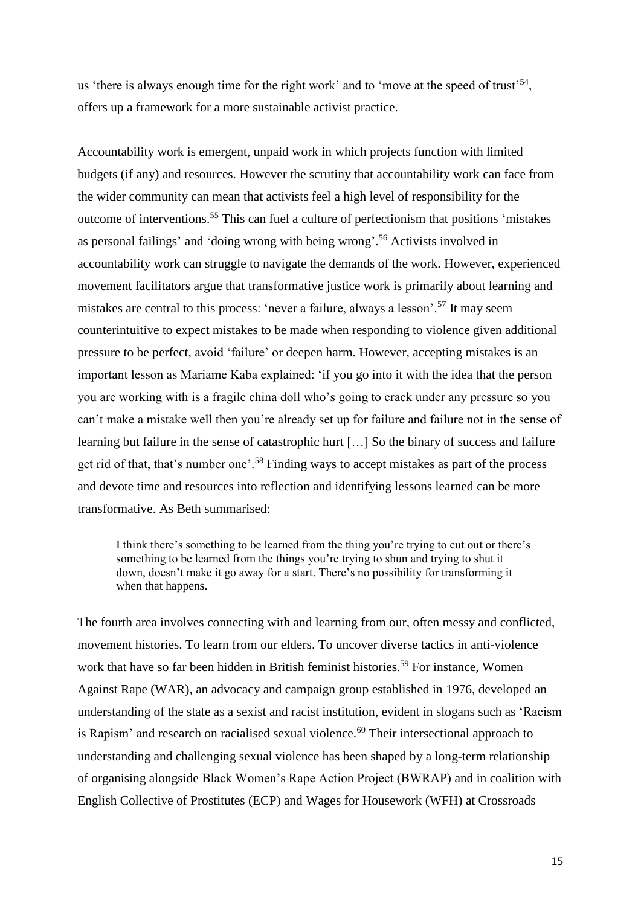us 'there is always enough time for the right work' and to 'move at the speed of trust'[54], offers up a framework for a more sustainable activist practice.

Accountability work is emergent, unpaid work in which projects function with limited budgets (if any) and resources. However the scrutiny that accountability work can face from the wider community can mean that activists feel a high level of responsibility for the outcome of interventions.[55] This can fuel a culture of perfectionism that positions 'mistakes as personal failings' and 'doing wrong with being wrong'.[56] Activists involved in accountability work can struggle to navigate the demands of the work. However, experienced movement facilitators argue that transformative justice work is primarily about learning and mistakes are central to this process: 'never a failure, always a lesson'.[57] It may seem counterintuitive to expect mistakes to be made when responding to violence given additional pressure to be perfect, avoid 'failure' or deepen harm. However, accepting mistakes is an important lesson as Mariame Kaba explained: 'if you go into it with the idea that the person you are working with is a fragile china doll who's going to crack under any pressure so you can't make a mistake well then you're already set up for failure and failure not in the sense of learning but failure in the sense of catastrophic hurt […] So the binary of success and failure get rid of that, that's number one'.[58] Finding ways to accept mistakes as part of the process and devote time and resources into reflection and identifying lessons learned can be more transformative. As Beth summarised:

> I think there's something to be learned from the thing you're trying to cut out or there's something to be learned from the things you're trying to shun and trying to shut it down, doesn't make it go away for a start. There's no possibility for transforming it when that happens.

The fourth area involves connecting with and learning from our, often messy and conflicted, movement histories. To learn from our elders. To uncover diverse tactics in anti-violence work that have so far been hidden in British feminist histories.[59] For instance, Women Against Rape (WAR), an advocacy and campaign group established in 1976, developed an understanding of the state as a sexist and racist institution, evident in slogans such as 'Racism is Rapism' and research on racialised sexual violence.[60] Their intersectional approach to understanding and challenging sexual violence has been shaped by a long-term relationship of organising alongside Black Women's Rape Action Project (BWRAP) and in coalition with English Collective of Prostitutes (ECP) and Wages for Housework (WFH) at Crossroads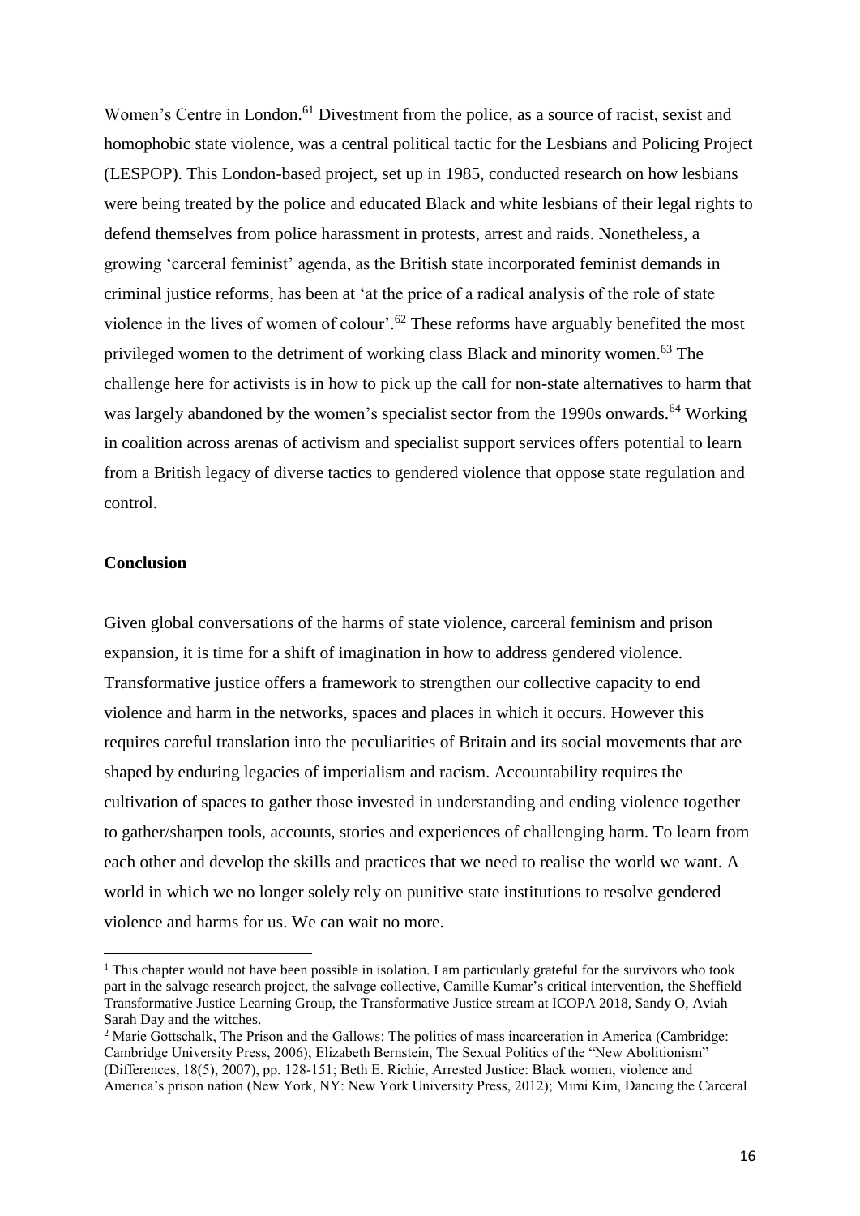Women's Centre in London.[61] Divestment from the police, as a source of racist, sexist and homophobic state violence, was a central political tactic for the Lesbians and Policing Project (LESPOP). This London-based project, set up in 1985, conducted research on how lesbians were being treated by the police and educated Black and white lesbians of their legal rights to defend themselves from police harassment in protests, arrest and raids. Nonetheless, a growing 'carceral feminist' agenda, as the British state incorporated feminist demands in criminal justice reforms, has been at 'at the price of a radical analysis of the role of state violence in the lives of women of colour'.[62] These reforms have arguably benefited the most privileged women to the detriment of working class Black and minority women.[63] The challenge here for activists is in how to pick up the call for non-state alternatives to harm that was largely abandoned by the women's specialist sector from the 1990s onwards.[64] Working in coalition across arenas of activism and specialist support services offers potential to learn from a British legacy of diverse tactics to gendered violence that oppose state regulation and control.

**Conclusion**

Given global conversations of the harms of state violence, carceral feminism and prison expansion, it is time for a shift of imagination in how to address gendered violence. Transformative justice offers a framework to strengthen our collective capacity to end violence and harm in the networks, spaces and places in which it occurs. However this requires careful translation into the peculiarities of Britain and its social movements that are shaped by enduring legacies of imperialism and racism. Accountability requires the cultivation of spaces to gather those invested in understanding and ending violence together to gather/sharpen tools, accounts, stories and experiences of challenging harm. To learn from each other and develop the skills and practices that we need to realise the world we want. A world in which we no longer solely rely on punitive state institutions to resolve gendered violence and harms for us. We can wait no more.

---

[1] This chapter would not have been possible in isolation. I am particularly grateful for the survivors who took part in the salvage research project, the salvage collective, Camille Kumar's critical intervention, the Sheffield Transformative Justice Learning Group, the Transformative Justice stream at ICOPA 2018, Sandy O, Aviah Sarah Day and the witches.

[2] Marie Gottschalk, The Prison and the Gallows: The politics of mass incarceration in America (Cambridge: Cambridge University Press, 2006); Elizabeth Bernstein, The Sexual Politics of the "New Abolitionism" (Differences, 18(5), 2007), pp. 128-151; Beth E. Richie, Arrested Justice: Black women, violence and America's prison nation (New York, NY: New York University Press, 2012); Mimi Kim, Dancing the Carceral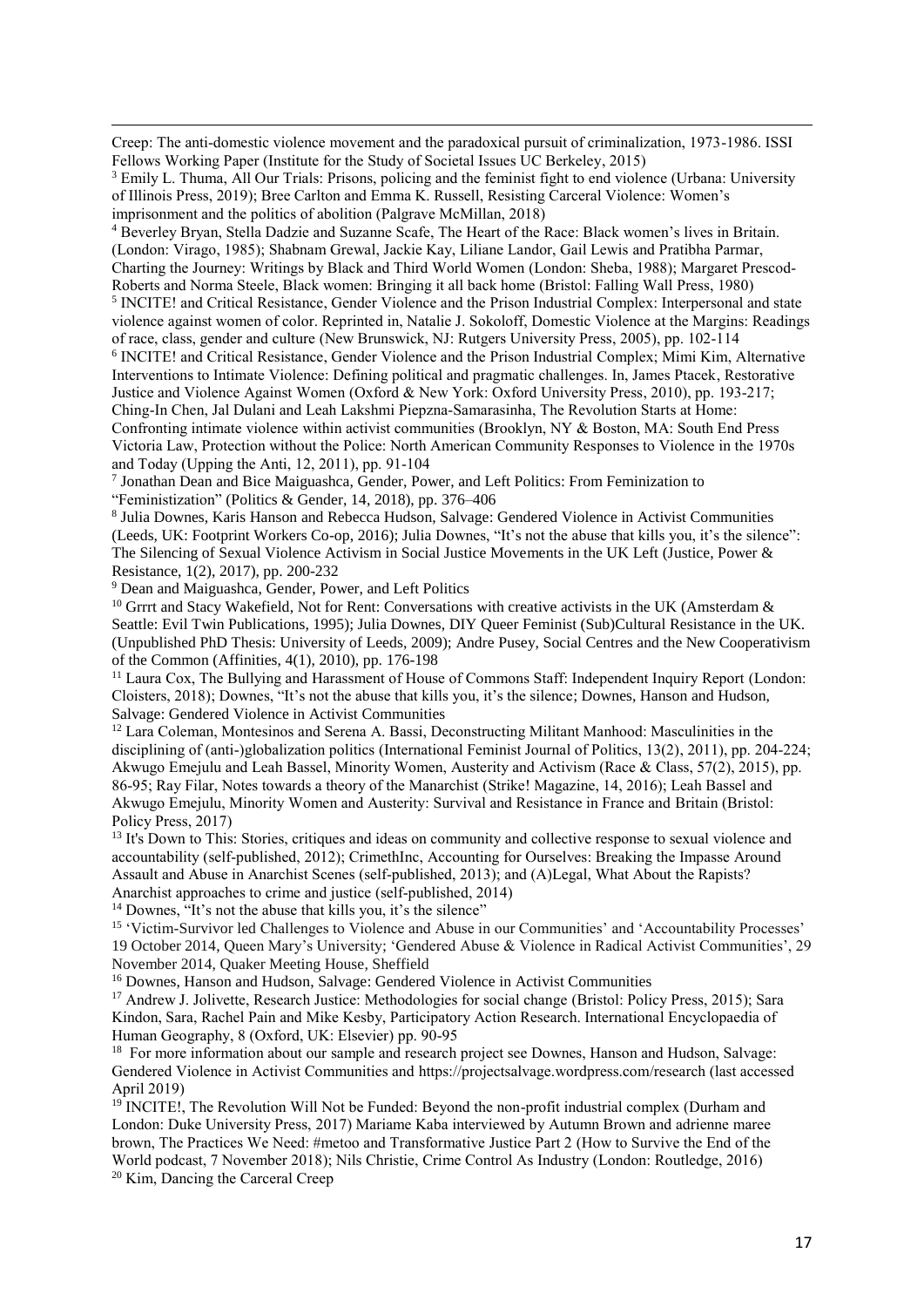Creep: The anti-domestic violence movement and the paradoxical pursuit of criminalization, 1973-1986. ISSI Fellows Working Paper (Institute for the Study of Societal Issues UC Berkeley, 2015)

[3] Emily L. Thuma, All Our Trials: Prisons, policing and the feminist fight to end violence (Urbana: University of Illinois Press, 2019); Bree Carlton and Emma K. Russell, Resisting Carceral Violence: Women's imprisonment and the politics of abolition (Palgrave McMillan, 2018)

[4] Beverley Bryan, Stella Dadzie and Suzanne Scafe, The Heart of the Race: Black women's lives in Britain. (London: Virago, 1985); Shabnam Grewal, Jackie Kay, Liliane Landor, Gail Lewis and Pratibha Parmar, Charting the Journey: Writings by Black and Third World Women (London: Sheba, 1988); Margaret Prescod-Roberts and Norma Steele, Black women: Bringing it all back home (Bristol: Falling Wall Press, 1980)

[5] INCITE! and Critical Resistance, Gender Violence and the Prison Industrial Complex: Interpersonal and state violence against women of color. Reprinted in, Natalie J. Sokoloff, Domestic Violence at the Margins: Readings of race, class, gender and culture (New Brunswick, NJ: Rutgers University Press, 2005), pp. 102-114

[6] INCITE! and Critical Resistance, Gender Violence and the Prison Industrial Complex; Mimi Kim, Alternative Interventions to Intimate Violence: Defining political and pragmatic challenges. In, James Ptacek, Restorative Justice and Violence Against Women (Oxford & New York: Oxford University Press, 2010), pp. 193-217; Ching-In Chen, Jal Dulani and Leah Lakshmi Piepzna-Samarasinha, The Revolution Starts at Home: Confronting intimate violence within activist communities (Brooklyn, NY & Boston, MA: South End Press Victoria Law, Protection without the Police: North American Community Responses to Violence in the 1970s and Today (Upping the Anti, 12, 2011), pp. 91-104

[7] Jonathan Dean and Bice Maiguashca, Gender, Power, and Left Politics: From Feminization to "Feministization" (Politics & Gender, 14, 2018), pp. 376–406

[8] Julia Downes, Karis Hanson and Rebecca Hudson, Salvage: Gendered Violence in Activist Communities (Leeds, UK: Footprint Workers Co-op, 2016); Julia Downes, "It's not the abuse that kills you, it's the silence": The Silencing of Sexual Violence Activism in Social Justice Movements in the UK Left (Justice, Power & Resistance, 1(2), 2017), pp. 200-232

[9] Dean and Maiguashca, Gender, Power, and Left Politics

[10] Grrrt and Stacy Wakefield, Not for Rent: Conversations with creative activists in the UK (Amsterdam & Seattle: Evil Twin Publications, 1995); Julia Downes, DIY Queer Feminist (Sub)Cultural Resistance in the UK. (Unpublished PhD Thesis: University of Leeds, 2009); Andre Pusey, Social Centres and the New Cooperativism of the Common (Affinities, 4(1), 2010), pp. 176-198

[11] Laura Cox, The Bullying and Harassment of House of Commons Staff: Independent Inquiry Report (London: Cloisters, 2018); Downes, "It's not the abuse that kills you, it's the silence; Downes, Hanson and Hudson, Salvage: Gendered Violence in Activist Communities

[12] Lara Coleman, Montesinos and Serena A. Bassi, Deconstructing Militant Manhood: Masculinities in the disciplining of (anti-)globalization politics (International Feminist Journal of Politics, 13(2), 2011), pp. 204-224; Akwugo Emejulu and Leah Bassel, Minority Women, Austerity and Activism (Race & Class, 57(2), 2015), pp. 86-95; Ray Filar, Notes towards a theory of the Manarchist (Strike! Magazine, 14, 2016); Leah Bassel and Akwugo Emejulu, Minority Women and Austerity: Survival and Resistance in France and Britain (Bristol: Policy Press, 2017)

[13] It's Down to This: Stories, critiques and ideas on community and collective response to sexual violence and accountability (self-published, 2012); CrimethInc, Accounting for Ourselves: Breaking the Impasse Around Assault and Abuse in Anarchist Scenes (self-published, 2013); and (A)Legal, What About the Rapists? Anarchist approaches to crime and justice (self-published, 2014)

[14] Downes, "It's not the abuse that kills you, it's the silence"

[15] 'Victim-Survivor led Challenges to Violence and Abuse in our Communities' and 'Accountability Processes' 19 October 2014, Queen Mary's University; 'Gendered Abuse & Violence in Radical Activist Communities', 29 November 2014, Quaker Meeting House, Sheffield

[16] Downes, Hanson and Hudson, Salvage: Gendered Violence in Activist Communities

[17] Andrew J. Jolivette, Research Justice: Methodologies for social change (Bristol: Policy Press, 2015); Sara Kindon, Sara, Rachel Pain and Mike Kesby, Participatory Action Research. International Encyclopaedia of Human Geography, 8 (Oxford, UK: Elsevier) pp. 90-95

[18] For more information about our sample and research project see Downes, Hanson and Hudson, Salvage: Gendered Violence in Activist Communities and https://projectsalvage.wordpress.com/research (last accessed April 2019)

[19] INCITE!, The Revolution Will Not be Funded: Beyond the non-profit industrial complex (Durham and London: Duke University Press, 2017) Mariame Kaba interviewed by Autumn Brown and adrienne maree brown, The Practices We Need: #metoo and Transformative Justice Part 2 (How to Survive the End of the World podcast, 7 November 2018); Nils Christie, Crime Control As Industry (London: Routledge, 2016)

[20] Kim, Dancing the Carceral Creep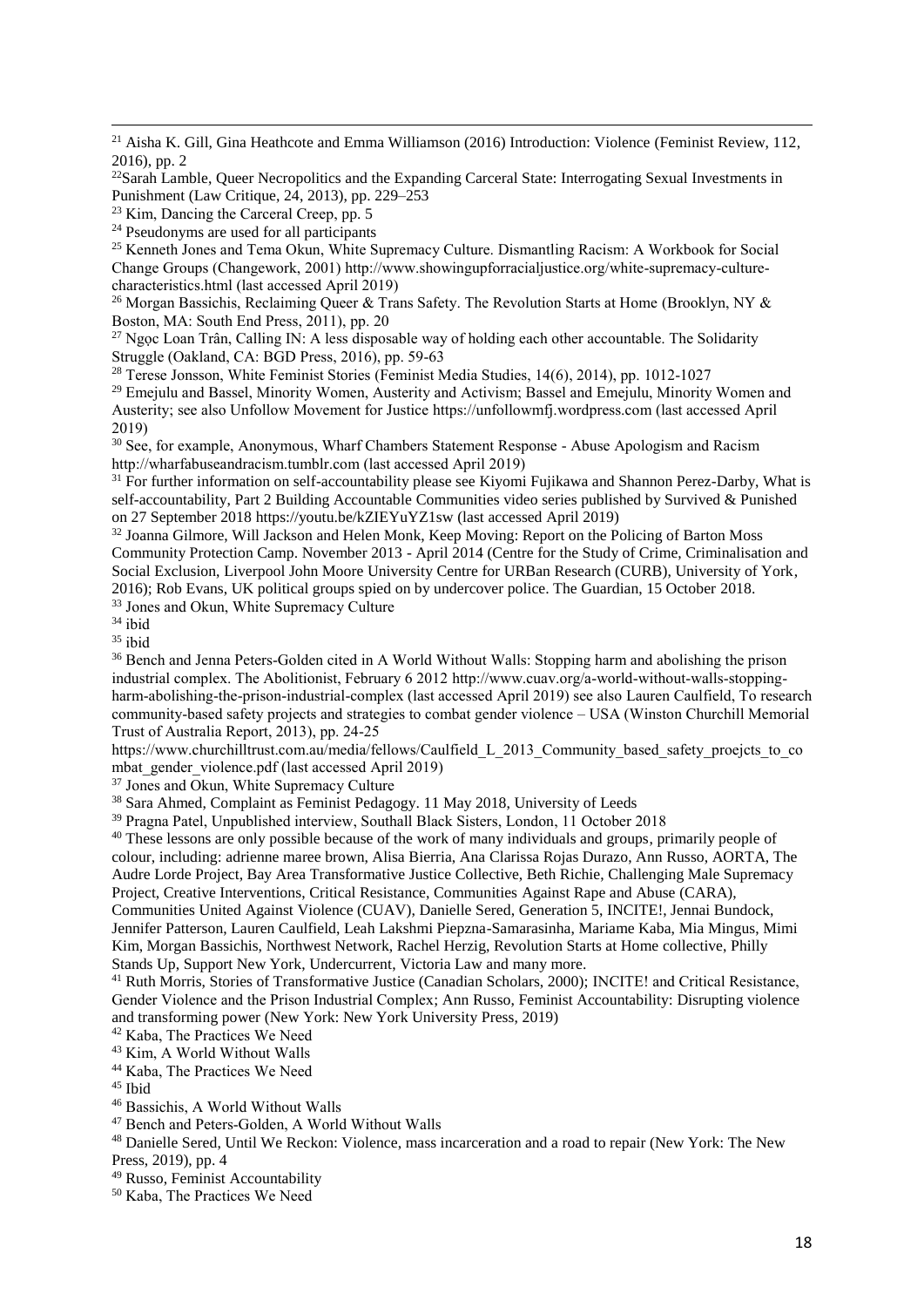[21] Aisha K. Gill, Gina Heathcote and Emma Williamson (2016) Introduction: Violence (Feminist Review, 112, 2016), pp. 2

[22]Sarah Lamble, Queer Necropolitics and the Expanding Carceral State: Interrogating Sexual Investments in Punishment (Law Critique, 24, 2013), pp. 229–253

[23] Kim, Dancing the Carceral Creep, pp. 5

[24] Pseudonyms are used for all participants

[25] Kenneth Jones and Tema Okun, White Supremacy Culture. Dismantling Racism: A Workbook for Social Change Groups (Changework, 2001) http://www.showingupforracialjustice.org/white-supremacy-culture-characteristics.html (last accessed April 2019)

[26] Morgan Bassichis, Reclaiming Queer & Trans Safety. The Revolution Starts at Home (Brooklyn, NY & Boston, MA: South End Press, 2011), pp. 20

[27] Ngọc Loan Trân, Calling IN: A less disposable way of holding each other accountable. The Solidarity Struggle (Oakland, CA: BGD Press, 2016), pp. 59-63

[28] Terese Jonsson, White Feminist Stories (Feminist Media Studies, 14(6), 2014), pp. 1012-1027

[29] Emejulu and Bassel, Minority Women, Austerity and Activism; Bassel and Emejulu, Minority Women and Austerity; see also Unfollow Movement for Justice https://unfollowmfj.wordpress.com (last accessed April 2019)

[30] See, for example, Anonymous, Wharf Chambers Statement Response - Abuse Apologism and Racism http://wharfabuseandracism.tumblr.com (last accessed April 2019)

[31] For further information on self-accountability please see Kiyomi Fujikawa and Shannon Perez-Darby, What is self-accountability, Part 2 Building Accountable Communities video series published by Survived & Punished on 27 September 2018 https://youtu.be/kZIEYuYZ1sw (last accessed April 2019)

[32] Joanna Gilmore, Will Jackson and Helen Monk, Keep Moving: Report on the Policing of Barton Moss Community Protection Camp. November 2013 - April 2014 (Centre for the Study of Crime, Criminalisation and Social Exclusion, Liverpool John Moore University Centre for URBan Research (CURB), University of York, 2016); Rob Evans, UK political groups spied on by undercover police. The Guardian, 15 October 2018.

[33] Jones and Okun, White Supremacy Culture

[34] ibid

[35] ibid

[36] Bench and Jenna Peters-Golden cited in A World Without Walls: Stopping harm and abolishing the prison industrial complex. The Abolitionist, February 6 2012 http://www.cuav.org/a-world-without-walls-stopping-harm-abolishing-the-prison-industrial-complex (last accessed April 2019) see also Lauren Caulfield, To research community-based safety projects and strategies to combat gender violence – USA (Winston Churchill Memorial Trust of Australia Report, 2013), pp. 24-25 https://www.churchilltrust.com.au/media/fellows/Caulfield_L_2013_Community_based_safety_proejcts_to_combat_gender_violence.pdf (last accessed April 2019)

[37] Jones and Okun, White Supremacy Culture

[38] Sara Ahmed, Complaint as Feminist Pedagogy. 11 May 2018, University of Leeds

[39] Pragna Patel, Unpublished interview, Southall Black Sisters, London, 11 October 2018

[40] These lessons are only possible because of the work of many individuals and groups, primarily people of colour, including: adrienne maree brown, Alisa Bierria, Ana Clarissa Rojas Durazo, Ann Russo, AORTA, The Audre Lorde Project, Bay Area Transformative Justice Collective, Beth Richie, Challenging Male Supremacy Project, Creative Interventions, Critical Resistance, Communities Against Rape and Abuse (CARA), Communities United Against Violence (CUAV), Danielle Sered, Generation 5, INCITE!, Jennai Bundock, Jennifer Patterson, Lauren Caulfield, Leah Lakshmi Piepzna-Samarasinha, Mariame Kaba, Mia Mingus, Mimi Kim, Morgan Bassichis, Northwest Network, Rachel Herzig, Revolution Starts at Home collective, Philly Stands Up, Support New York, Undercurrent, Victoria Law and many more.

[41] Ruth Morris, Stories of Transformative Justice (Canadian Scholars, 2000); INCITE! and Critical Resistance, Gender Violence and the Prison Industrial Complex; Ann Russo, Feminist Accountability: Disrupting violence and transforming power (New York: New York University Press, 2019)

[42] Kaba, The Practices We Need

[43] Kim, A World Without Walls

[44] Kaba, The Practices We Need

[45] Ibid

[46] Bassichis, A World Without Walls

[47] Bench and Peters-Golden, A World Without Walls

[48] Danielle Sered, Until We Reckon: Violence, mass incarceration and a road to repair (New York: The New Press, 2019), pp. 4

[49] Russo, Feminist Accountability

[50] Kaba, The Practices We Need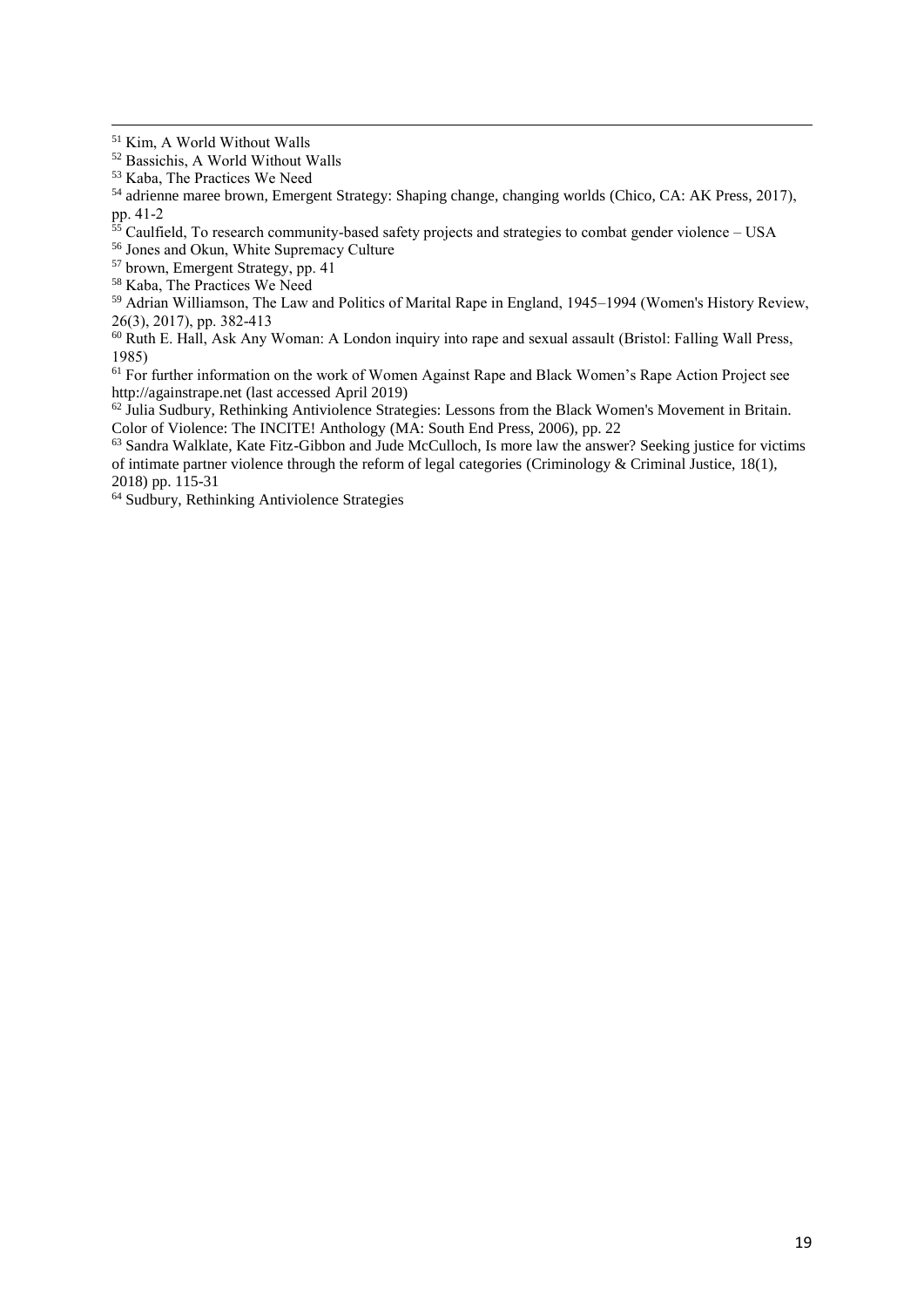[51] Kim, A World Without Walls

[52] Bassichis, A World Without Walls

[53] Kaba, The Practices We Need

[54] adrienne maree brown, Emergent Strategy: Shaping change, changing worlds (Chico, CA: AK Press, 2017), pp. 41-2

[55] Caulfield, To research community-based safety projects and strategies to combat gender violence – USA

[56] Jones and Okun, White Supremacy Culture

[57] brown, Emergent Strategy, pp. 41

[58] Kaba, The Practices We Need

[59] Adrian Williamson, The Law and Politics of Marital Rape in England, 1945–1994 (Women's History Review, 26(3), 2017), pp. 382-413

[60] Ruth E. Hall, Ask Any Woman: A London inquiry into rape and sexual assault (Bristol: Falling Wall Press, 1985)

[61] For further information on the work of Women Against Rape and Black Women's Rape Action Project see http://againstrape.net (last accessed April 2019)

[62] Julia Sudbury, Rethinking Antiviolence Strategies: Lessons from the Black Women's Movement in Britain. Color of Violence: The INCITE! Anthology (MA: South End Press, 2006), pp. 22

[63] Sandra Walklate, Kate Fitz-Gibbon and Jude McCulloch, Is more law the answer? Seeking justice for victims of intimate partner violence through the reform of legal categories (Criminology & Criminal Justice, 18(1), 2018) pp. 115-31

[64] Sudbury, Rethinking Antiviolence Strategies